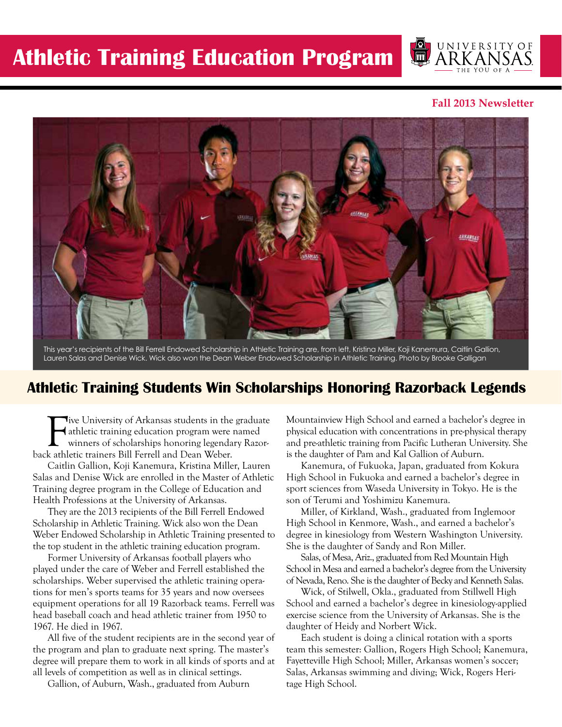# Athletic Training Education Program

UNIVERSITY OF ARKANSAS — THE YOU OF A

**Fall 2013 Newsletter**

This year's recipients of the Bill Ferrell Endowed Scholarship in Athletic Training are, from left, Kristina Miller, Koji Kanemura, Caitlin Gallion, Lauren Salas and Denise Wick. Wick also won the Dean Weber Endowed Scholarship in Athletic Training. Photo by Brooke Galligan

## Athletic Training Students Win Scholarships Honoring Razorback Legends

Five University of Arkansas students in the graduate athletic training education program were named winners of scholarships honoring legendary Razorback athletic trainers Bill Ferrell and Dean Weber.

Caitlin Gallion, Koji Kanemura, Kristina Miller, Lauren Salas and Denise Wick are enrolled in the Master of Athletic Training degree program in the College of Education and Health Professions at the University of Arkansas.

They are the 2013 recipients of the Bill Ferrell Endowed Scholarship in Athletic Training. Wick also won the Dean Weber Endowed Scholarship in Athletic Training presented to the top student in the athletic training education program.

Former University of Arkansas football players who played under the care of Weber and Ferrell established the scholarships. Weber supervised the athletic training operations for men's sports teams for 35 years and now oversees equipment operations for all 19 Razorback teams. Ferrell was head baseball coach and head athletic trainer from 1950 to 1967. He died in 1967.

All five of the student recipients are in the second year of the program and plan to graduate next spring. The master's degree will prepare them to work in all kinds of sports and at all levels of competition as well as in clinical settings.

Gallion, of Auburn, Wash., graduated from Auburn Mountainview High School and earned a bachelor's degree in physical education with concentrations in pre-physical therapy and pre-athletic training from Pacific Lutheran University. She is the daughter of Pam and Kal Gallion of Auburn.

Kanemura, of Fukuoka, Japan, graduated from Kokura High School in Fukuoka and earned a bachelor's degree in sport sciences from Waseda University in Tokyo. He is the son of Terumi and Yoshimizu Kanemura.

Miller, of Kirkland, Wash., graduated from Inglemoor High School in Kenmore, Wash., and earned a bachelor's degree in kinesiology from Western Washington University. She is the daughter of Sandy and Ron Miller.

Salas, of Mesa, Ariz., graduated from Red Mountain High School in Mesa and earned a bachelor's degree from the University of Nevada, Reno. She is the daughter of Becky and Kenneth Salas.

Wick, of Stilwell, Okla., graduated from Stillwell High School and earned a bachelor's degree in kinesiology-applied exercise science from the University of Arkansas. She is the daughter of Heidy and Norbert Wick.

Each student is doing a clinical rotation with a sports team this semester: Gallion, Rogers High School; Kanemura, Fayetteville High School; Miller, Arkansas women's soccer; Salas, Arkansas swimming and diving; Wick, Rogers Heritage High School.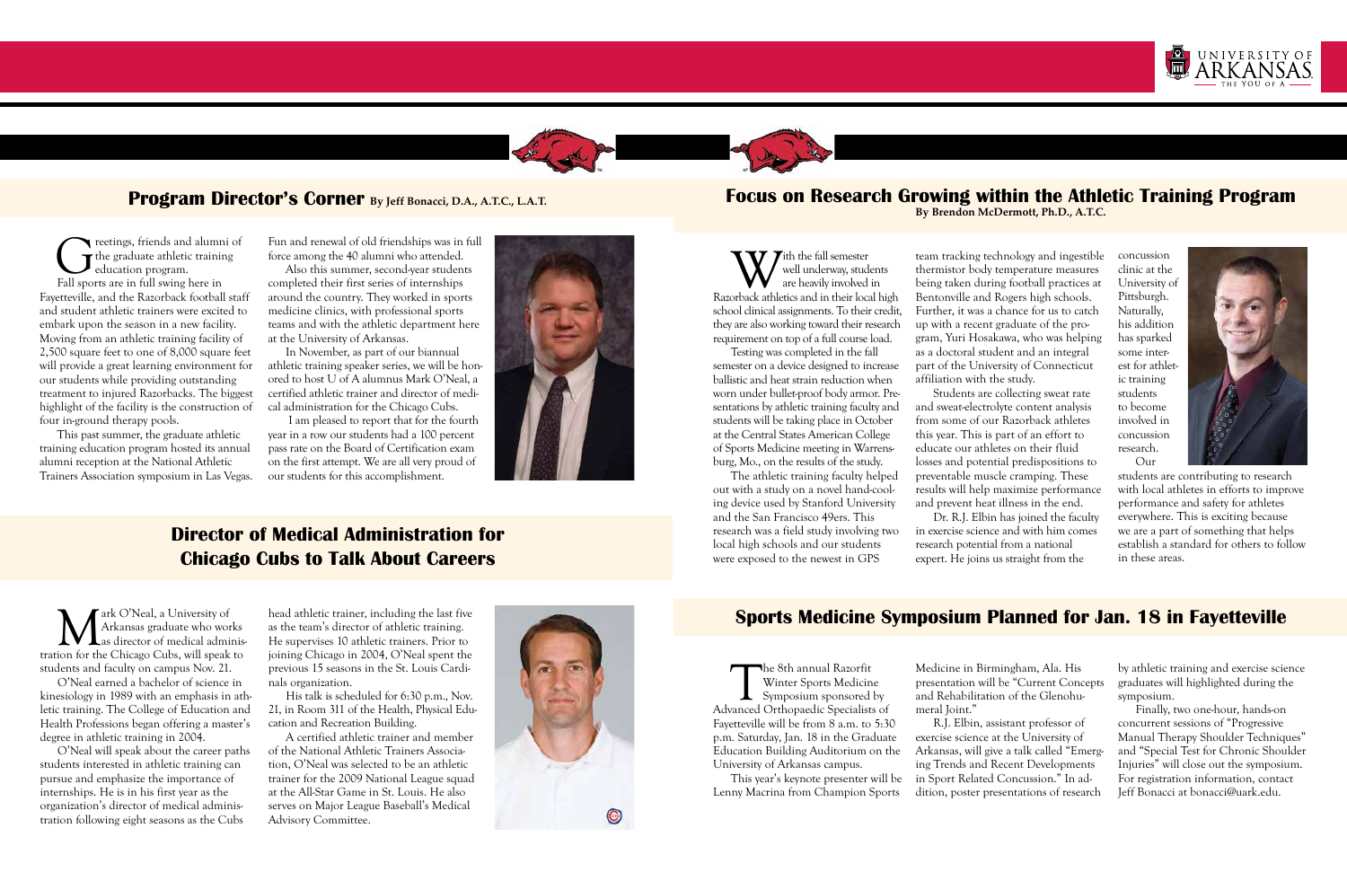## Program Director's Corner By Jeff Bonacci, D.A., A.T.C., L.A.T.

Greetings, friends and alumni of the graduate athletic training education program.

Fall sports are in full swing here in Fayetteville, and the Razorback football staff and student athletic trainers were excited to embark upon the season in a new facility. Moving from an athletic training facility of 2,500 square feet to one of 8,000 square feet will provide a great learning environment for our students while providing outstanding treatment to injured Razorbacks. The biggest highlight of the facility is the construction of four in-ground therapy pools.

This past summer, the graduate athletic training education program hosted its annual alumni reception at the National Athletic Trainers Association symposium in Las Vegas. Fun and renewal of old friendships was in full force among the 40 alumni who attended.

Also this summer, second-year students completed their first series of internships around the country. They worked in sports medicine clinics, with professional sports teams and with the athletic department here at the University of Arkansas.

In November, as part of our biannual athletic training speaker series, we will be honored to host U of A alumnus Mark O'Neal, a certified athletic trainer and director of medical administration for the Chicago Cubs.

I am pleased to report that for the fourth year in a row our students had a 100 percent pass rate on the Board of Certification exam on the first attempt. We are all very proud of our students for this accomplishment.

## Director of Medical Administration for Chicago Cubs to Talk About Careers

Mark O'Neal, a University of Arkansas graduate who works as director of medical administration for the Chicago Cubs, will speak to students and faculty on campus Nov. 21.

O'Neal earned a bachelor of science in kinesiology in 1989 with an emphasis in athletic training. The College of Education and Health Professions began offering a master's degree in athletic training in 2004.

O'Neal will speak about the career paths students interested in athletic training can pursue and emphasize the importance of internships. He is in his first year as the organization's director of medical administration following eight seasons as the Cubs head athletic trainer, including the last five as the team's director of athletic training. He supervises 10 athletic trainers. Prior to joining Chicago in 2004, O'Neal spent the previous 15 seasons in the St. Louis Cardinals organization.

His talk is scheduled for 6:30 p.m., Nov. 21, in Room 311 of the Health, Physical Education and Recreation Building.

A certified athletic trainer and member of the National Athletic Trainers Association, O'Neal was selected to be an athletic trainer for the 2009 National League squad at the All-Star Game in St. Louis. He also serves on Major League Baseball's Medical Advisory Committee.

## Focus on Research Growing within the Athletic Training Program

**By Brendon McDermott, Ph.D., A.T.C.**

With the fall semester well underway, students are heavily involved in Razorback athletics and in their local high school clinical assignments. To their credit, they are also working toward their research requirement on top of a full course load.

Testing was completed in the fall semester on a device designed to increase ballistic and heat strain reduction when worn under bullet-proof body armor. Presentations by athletic training faculty and students will be taking place in October at the Central States American College of Sports Medicine meeting in Warrensburg, Mo., on the results of the study.

The athletic training faculty helped out with a study on a novel hand-cooling device used by Stanford University and the San Francisco 49ers. This research was a field study involving two local high schools and our students were exposed to the newest in GPS team tracking technology and ingestible thermistor body temperature measures being taken during football practices at Bentonville and Rogers high schools. Further, it was a chance for us to catch up with a recent graduate of the program, Yuri Hosakawa, who was helping as a doctoral student and an integral part of the University of Connecticut affiliation with the study.

Students are collecting sweat rate and sweat-electrolyte content analysis from some of our Razorback athletes this year. This is part of an effort to educate our athletes on their fluid losses and potential predispositions to preventable muscle cramping. These results will help maximize performance and prevent heat illness in the end.

Dr. R.J. Elbin has joined the faculty in exercise science and with him comes research potential from a national expert. He joins us straight from the concussion clinic at the University of Pittsburgh. Naturally, his addition has sparked some interest for athletic training students to become involved in concussion research.

Our students are contributing to research with local athletes in efforts to improve performance and safety for athletes everywhere. This is exciting because we are a part of something that helps establish a standard for others to follow in these areas.

## Sports Medicine Symposium Planned for Jan. 18 in Fayetteville

The 8th annual Razorfit Winter Sports Medicine Symposium sponsored by Advanced Orthopaedic Specialists of Fayetteville will be from 8 a.m. to 5:30 p.m. Saturday, Jan. 18 in the Graduate Education Building Auditorium on the University of Arkansas campus.

This year's keynote presenter will be Lenny Macrina from Champion Sports Medicine in Birmingham, Ala. His presentation will be "Current Concepts and Rehabilitation of the Glenohumeral Joint."

R.J. Elbin, assistant professor of exercise science at the University of Arkansas, will give a talk called "Emerging Trends and Recent Developments in Sport Related Concussion." In addition, poster presentations of research by athletic training and exercise science graduates will highlighted during the symposium.

Finally, two one-hour, hands-on concurrent sessions of "Progressive Manual Therapy Shoulder Techniques" and "Special Test for Chronic Shoulder Injuries" will close out the symposium. For registration information, contact Jeff Bonacci at bonacci@uark.edu.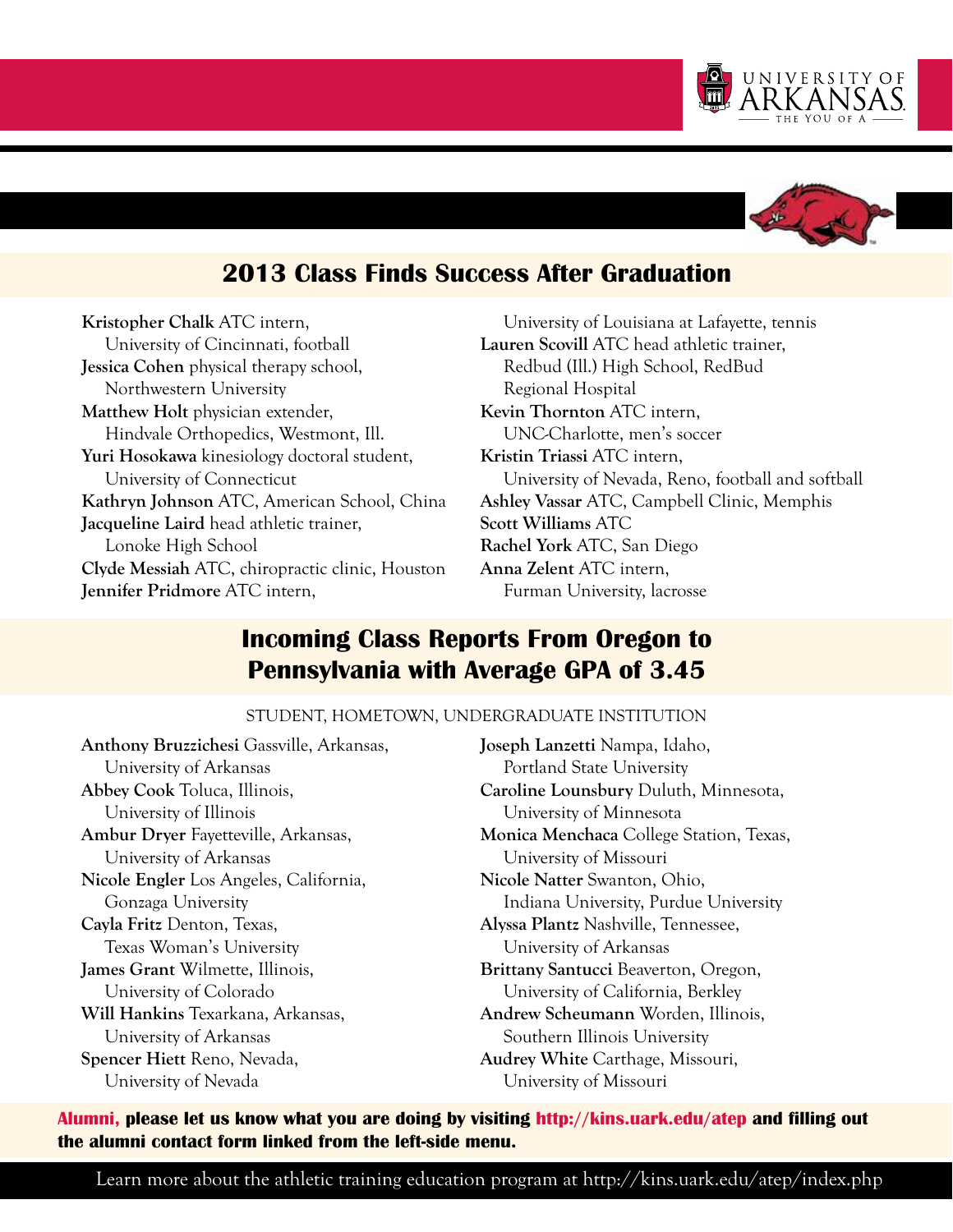## 2013 Class Finds Success After Graduation

**Kristopher Chalk** ATC intern, University of Cincinnati, football
**Jessica Cohen** physical therapy school, Northwestern University
**Matthew Holt** physician extender, Hindvale Orthopedics, Westmont, Ill.
**Yuri Hosokawa** kinesiology doctoral student, University of Connecticut
**Kathryn Johnson** ATC, American School, China
**Jacqueline Laird** head athletic trainer, Lonoke High School
**Clyde Messiah** ATC, chiropractic clinic, Houston
**Jennifer Pridmore** ATC intern, University of Louisiana at Lafayette, tennis
**Lauren Scovill** ATC head athletic trainer, Redbud (Ill.) High School, RedBud Regional Hospital
**Kevin Thornton** ATC intern, UNC-Charlotte, men's soccer
**Kristin Triassi** ATC intern, University of Nevada, Reno, football and softball
**Ashley Vassar** ATC, Campbell Clinic, Memphis
**Scott Williams** ATC
**Rachel York** ATC, San Diego
**Anna Zelent** ATC intern, Furman University, lacrosse

## Incoming Class Reports From Oregon to Pennsylvania with Average GPA of 3.45

STUDENT, HOMETOWN, UNDERGRADUATE INSTITUTION

**Anthony Bruzzichesi** Gassville, Arkansas, University of Arkansas
**Abbey Cook** Toluca, Illinois, University of Illinois
**Ambur Dryer** Fayetteville, Arkansas, University of Arkansas
**Nicole Engler** Los Angeles, California, Gonzaga University
**Cayla Fritz** Denton, Texas, Texas Woman's University
**James Grant** Wilmette, Illinois, University of Colorado
**Will Hankins** Texarkana, Arkansas, University of Arkansas
**Spencer Hiett** Reno, Nevada, University of Nevada
**Joseph Lanzetti** Nampa, Idaho, Portland State University
**Caroline Lounsbury** Duluth, Minnesota, University of Minnesota
**Monica Menchaca** College Station, Texas, University of Missouri
**Nicole Natter** Swanton, Ohio, Indiana University, Purdue University
**Alyssa Plantz** Nashville, Tennessee, University of Arkansas
**Brittany Santucci** Beaverton, Oregon, University of California, Berkley
**Andrew Scheumann** Worden, Illinois, Southern Illinois University
**Audrey White** Carthage, Missouri, University of Missouri

**Alumni, please let us know what you are doing by visiting http://kins.uark.edu/atep and filling out the alumni contact form linked from the left-side menu.**

Learn more about the athletic training education program at http://kins.uark.edu/atep/index.php